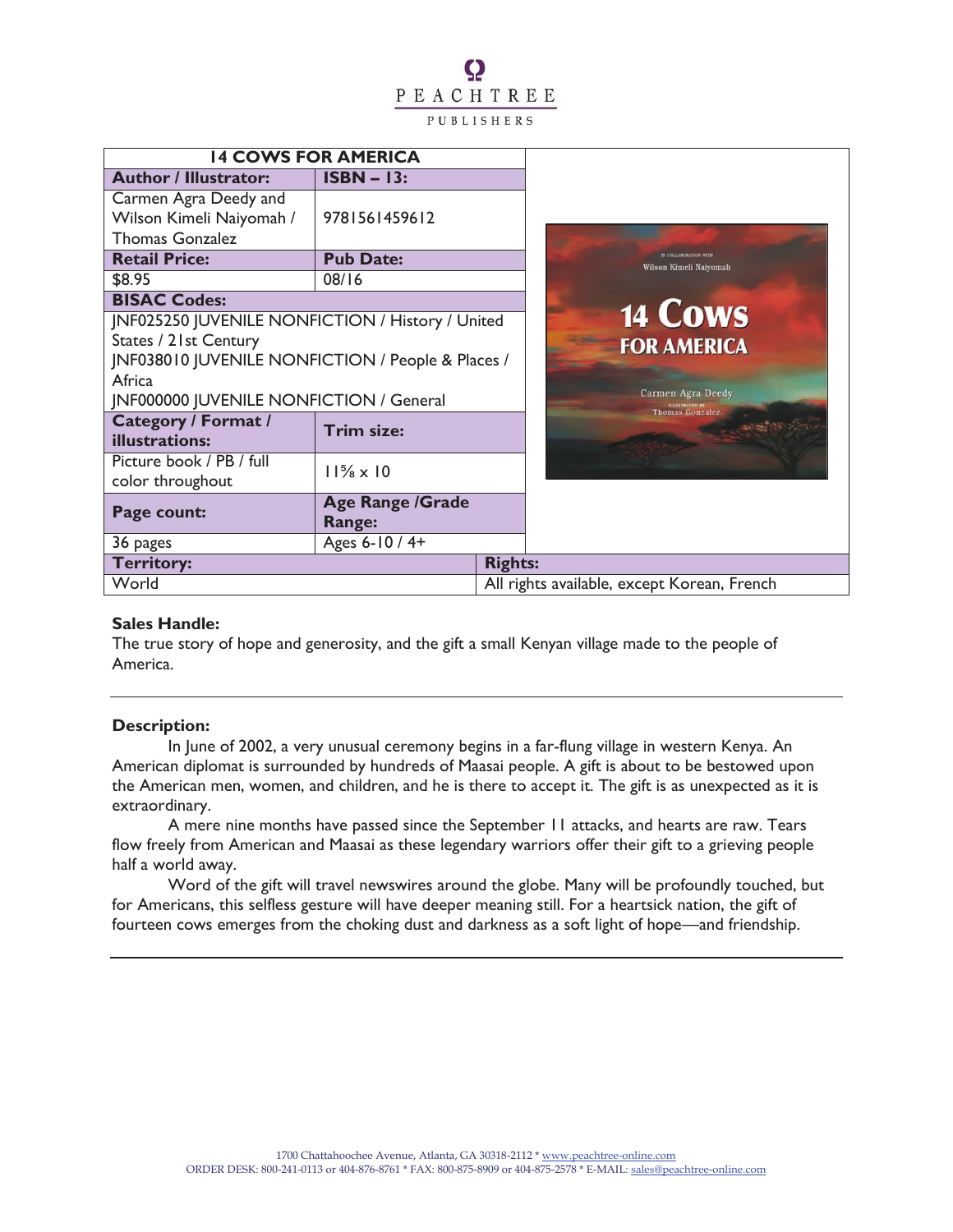PEACHTREE PUBLISHERS

| 14 COWS FOR AMERICA | |
|---|---|
| **Author / Illustrator:** | **ISBN – 13:** |
| Carmen Agra Deedy and Wilson Kimeli Naiyomah / Thomas Gonzalez | 9781561459612 |
| **Retail Price:** | **Pub Date:** |
| $8.95 | 08/16 |
| **BISAC Codes:** | |
| JNF025250 JUVENILE NONFICTION / History / United States / 21st Century<br>JNF038010 JUVENILE NONFICTION / People & Places / Africa<br>JNF000000 JUVENILE NONFICTION / General | |
| **Category / Format / illustrations:** | **Trim size:** |
| Picture book / PB / full color throughout | 11⅝ x 10 |
| **Page count:** | **Age Range /Grade Range:** |
| 36 pages | Ages 6-10 / 4+ |
| **Territory:** | **Rights:** |
| World | All rights available, except Korean, French |

**Sales Handle:**
The true story of hope and generosity, and the gift a small Kenyan village made to the people of America.

**Description:**

In June of 2002, a very unusual ceremony begins in a far-flung village in western Kenya. An American diplomat is surrounded by hundreds of Maasai people. A gift is about to be bestowed upon the American men, women, and children, and he is there to accept it. The gift is as unexpected as it is extraordinary.

A mere nine months have passed since the September 11 attacks, and hearts are raw. Tears flow freely from American and Maasai as these legendary warriors offer their gift to a grieving people half a world away.

Word of the gift will travel newswires around the globe. Many will be profoundly touched, but for Americans, this selfless gesture will have deeper meaning still. For a heartsick nation, the gift of fourteen cows emerges from the choking dust and darkness as a soft light of hope—and friendship.

1700 Chattahoochee Avenue, Atlanta, GA 30318-2112 * www.peachtree-online.com
ORDER DESK: 800-241-0113 or 404-876-8761 * FAX: 800-875-8909 or 404-875-2578 * E-MAIL: sales@peachtree-online.com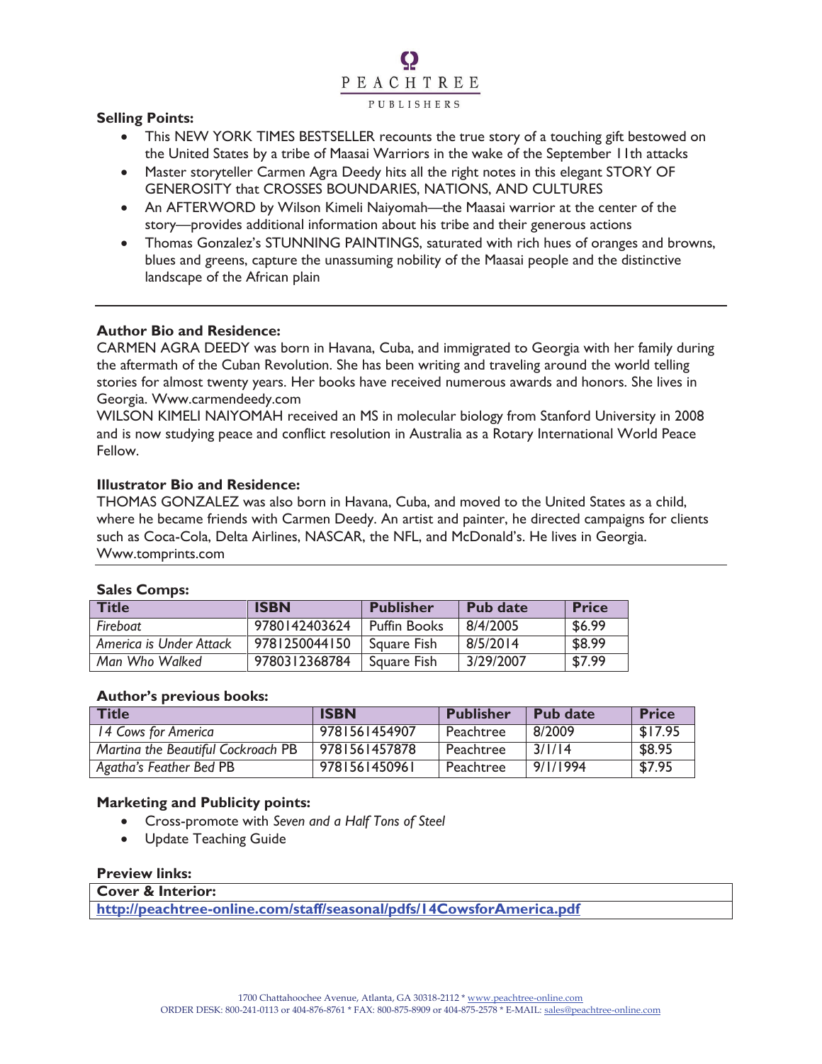PEACHTREE PUBLISHERS

**Selling Points:**

- This NEW YORK TIMES BESTSELLER recounts the true story of a touching gift bestowed on the United States by a tribe of Maasai Warriors in the wake of the September 11th attacks
- Master storyteller Carmen Agra Deedy hits all the right notes in this elegant STORY OF GENEROSITY that CROSSES BOUNDARIES, NATIONS, AND CULTURES
- An AFTERWORD by Wilson Kimeli Naiyomah—the Maasai warrior at the center of the story—provides additional information about his tribe and their generous actions
- Thomas Gonzalez's STUNNING PAINTINGS, saturated with rich hues of oranges and browns, blues and greens, capture the unassuming nobility of the Maasai people and the distinctive landscape of the African plain

---

**Author Bio and Residence:**

CARMEN AGRA DEEDY was born in Havana, Cuba, and immigrated to Georgia with her family during the aftermath of the Cuban Revolution. She has been writing and traveling around the world telling stories for almost twenty years. Her books have received numerous awards and honors. She lives in Georgia. Www.carmendeedy.com

WILSON KIMELI NAIYOMAH received an MS in molecular biology from Stanford University in 2008 and is now studying peace and conflict resolution in Australia as a Rotary International World Peace Fellow.

**Illustrator Bio and Residence:**

THOMAS GONZALEZ was also born in Havana, Cuba, and moved to the United States as a child, where he became friends with Carmen Deedy. An artist and painter, he directed campaigns for clients such as Coca-Cola, Delta Airlines, NASCAR, the NFL, and McDonald's. He lives in Georgia. Www.tomprints.com

---

**Sales Comps:**

| Title | ISBN | Publisher | Pub date | Price |
|---|---|---|---|---|
| *Fireboat* | 9780142403624 | Puffin Books | 8/4/2005 | $6.99 |
| *America is Under Attack* | 9781250044150 | Square Fish | 8/5/2014 | $8.99 |
| *Man Who Walked* | 9780312368784 | Square Fish | 3/29/2007 | $7.99 |

**Author's previous books:**

| Title | ISBN | Publisher | Pub date | Price |
|---|---|---|---|---|
| *14 Cows for America* | 9781561454907 | Peachtree | 8/2009 | $17.95 |
| *Martina the Beautiful Cockroach PB* | 9781561457878 | Peachtree | 3/1/14 | $8.95 |
| *Agatha's Feather Bed PB* | 9781561450961 | Peachtree | 9/1/1994 | $7.95 |

**Marketing and Publicity points:**

- Cross-promote with *Seven and a Half Tons of Steel*
- Update Teaching Guide

**Preview links:**

| **Cover & Interior:** |
|---|
| **http://peachtree-online.com/staff/seasonal/pdfs/14CowsforAmerica.pdf** |

1700 Chattahoochee Avenue, Atlanta, GA 30318-2112 * www.peachtree-online.com
ORDER DESK: 800-241-0113 or 404-876-8761 * FAX: 800-875-8909 or 404-875-2578 * E-MAIL: sales@peachtree-online.com